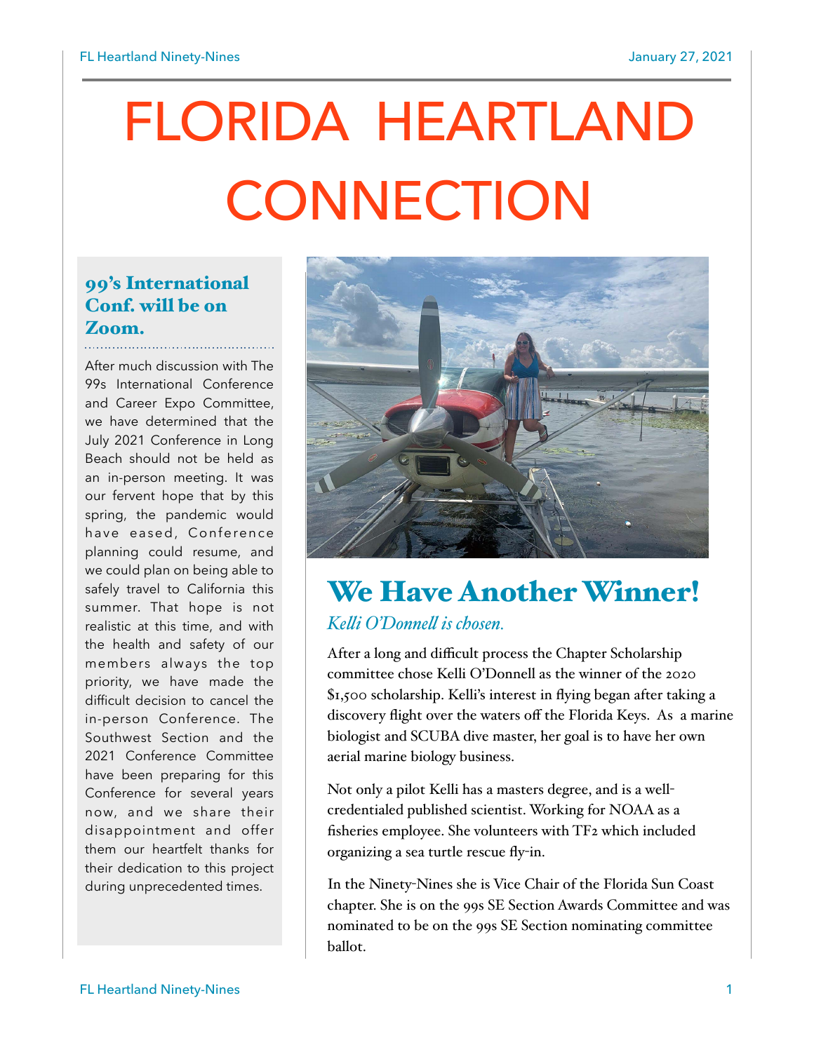# FLORIDA HEARTLAND CONNECTION

## 99's International Conf. will be on Zoom.

After much discussion with The 99s International Conference and Career Expo Committee, we have determined that the July 2021 Conference in Long Beach should not be held as an in-person meeting. It was our fervent hope that by this spring, the pandemic would have eased, Conference planning could resume, and we could plan on being able to safely travel to California this summer. That hope is not realistic at this time, and with the health and safety of our members always the top priority, we have made the difficult decision to cancel the in-person Conference. The Southwest Section and the 2021 Conference Committee have been preparing for this Conference for several years now, and we share their disappointment and offer them our heartfelt thanks for their dedication to this project during unprecedented times.

## We Have Another Winner!

*Kelli O'Donnell is chosen.*

After a long and difficult process the Chapter Scholarship committee chose Kelli O'Donnell as the winner of the 2020 $1,500 scholarship. Kelli's interest in flying began after taking a discovery flight over the waters off the Florida Keys. As a marine biologist and SCUBA dive master, her goal is to have her own aerial marine biology business.

Not only a pilot Kelli has a masters degree, and is a well-credentialed published scientist. Working for NOAA as a fisheries employee. She volunteers with TF2 which included organizing a sea turtle rescue fly-in.

In the Ninety-Nines she is Vice Chair of the Florida Sun Coast chapter. She is on the 99s SE Section Awards Committee and was nominated to be on the 99s SE Section nominating committee ballot.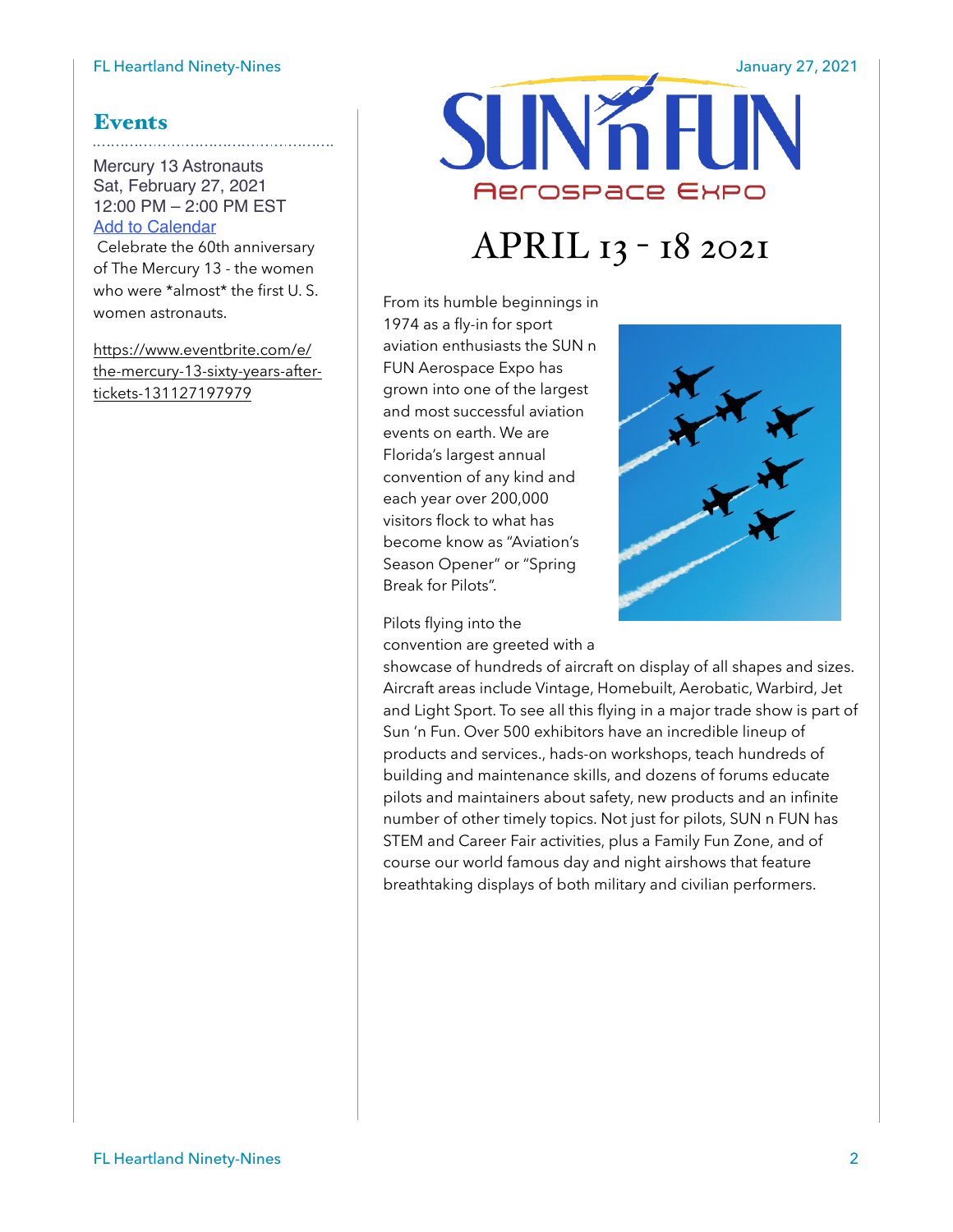## Events

Mercury 13 Astronauts
Sat, February 27, 2021
12:00 PM – 2:00 PM EST
Add to Calendar

Celebrate the 60th anniversary of The Mercury 13 - the women who were *almost* the first U. S. women astronauts.

https://www.eventbrite.com/e/the-mercury-13-sixty-years-after-tickets-131127197979

# SUN 'n FUN Aerospace Expo

## APRIL 13 - 18 2021

From its humble beginnings in 1974 as a fly-in for sport aviation enthusiasts the SUN n FUN Aerospace Expo has grown into one of the largest and most successful aviation events on earth. We are Florida's largest annual convention of any kind and each year over 200,000 visitors flock to what has become know as "Aviation's Season Opener" or "Spring Break for Pilots".

Pilots flying into the convention are greeted with a showcase of hundreds of aircraft on display of all shapes and sizes. Aircraft areas include Vintage, Homebuilt, Aerobatic, Warbird, Jet and Light Sport. To see all this flying in a major trade show is part of Sun 'n Fun. Over 500 exhibitors have an incredible lineup of products and services., hads-on workshops, teach hundreds of building and maintenance skills, and dozens of forums educate pilots and maintainers about safety, new products and an infinite number of other timely topics. Not just for pilots, SUN n FUN has STEM and Career Fair activities, plus a Family Fun Zone, and of course our world famous day and night airshows that feature breathtaking displays of both military and civilian performers.